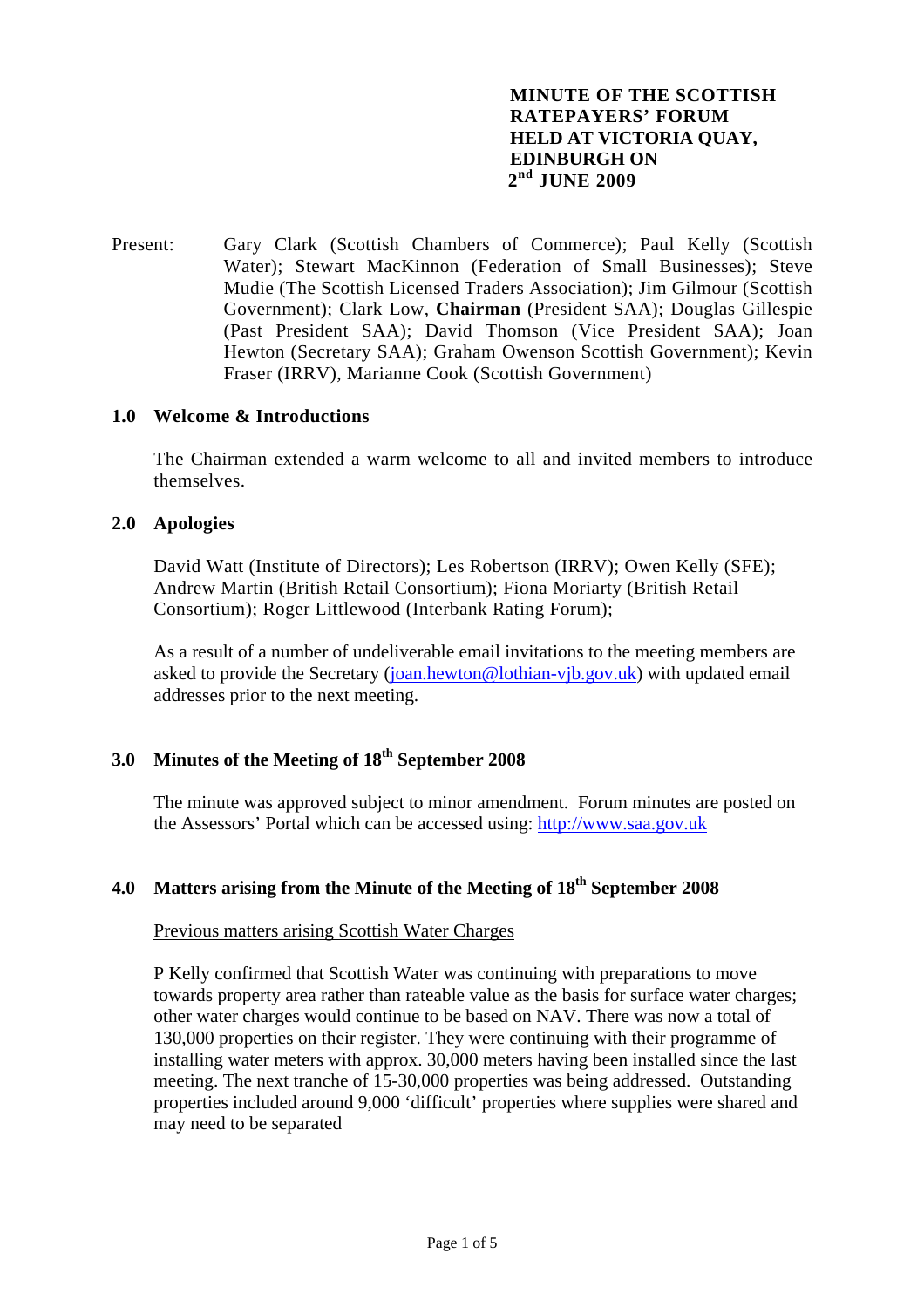# MINUTE OF THE SCOTTISH RATEPAYERS' FORUM HELD AT VICTORIA QUAY, EDINBURGH ON 2nd JUNE 2009

Present: Gary Clark (Scottish Chambers of Commerce); Paul Kelly (Scottish Water); Stewart MacKinnon (Federation of Small Businesses); Steve Mudie (The Scottish Licensed Traders Association); Jim Gilmour (Scottish Government); Clark Low, **Chairman** (President SAA); Douglas Gillespie (Past President SAA); David Thomson (Vice President SAA); Joan Hewton (Secretary SAA); Graham Owenson Scottish Government); Kevin Fraser (IRRV), Marianne Cook (Scottish Government)

## 1.0 Welcome & Introductions

The Chairman extended a warm welcome to all and invited members to introduce themselves.

## 2.0 Apologies

David Watt (Institute of Directors); Les Robertson (IRRV); Owen Kelly (SFE); Andrew Martin (British Retail Consortium); Fiona Moriarty (British Retail Consortium); Roger Littlewood (Interbank Rating Forum);

As a result of a number of undeliverable email invitations to the meeting members are asked to provide the Secretary (joan.hewton@lothian-vjb.gov.uk) with updated email addresses prior to the next meeting.

## 3.0 Minutes of the Meeting of 18th September 2008

The minute was approved subject to minor amendment. Forum minutes are posted on the Assessors' Portal which can be accessed using: http://www.saa.gov.uk

## 4.0 Matters arising from the Minute of the Meeting of 18th September 2008

Previous matters arising Scottish Water Charges

P Kelly confirmed that Scottish Water was continuing with preparations to move towards property area rather than rateable value as the basis for surface water charges; other water charges would continue to be based on NAV. There was now a total of 130,000 properties on their register. They were continuing with their programme of installing water meters with approx. 30,000 meters having been installed since the last meeting. The next tranche of 15-30,000 properties was being addressed. Outstanding properties included around 9,000 'difficult' properties where supplies were shared and may need to be separated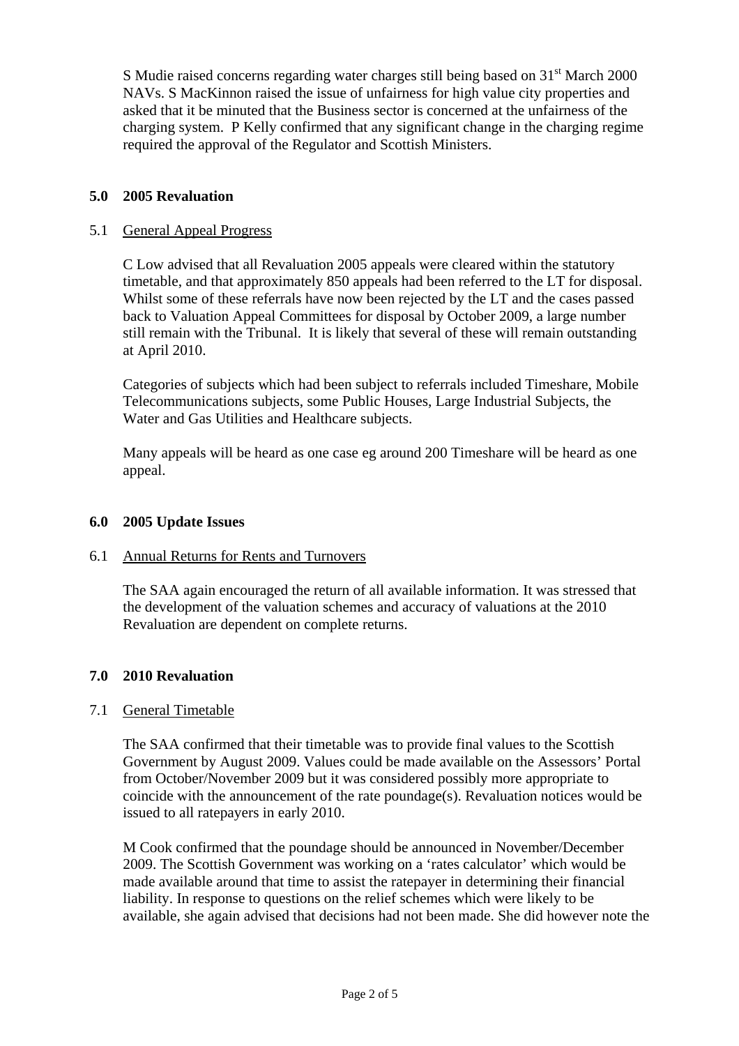S Mudie raised concerns regarding water charges still being based on 31st March 2000 NAVs. S MacKinnon raised the issue of unfairness for high value city properties and asked that it be minuted that the Business sector is concerned at the unfairness of the charging system. P Kelly confirmed that any significant change in the charging regime required the approval of the Regulator and Scottish Ministers.

## 5.0 2005 Revaluation

### 5.1 General Appeal Progress

C Low advised that all Revaluation 2005 appeals were cleared within the statutory timetable, and that approximately 850 appeals had been referred to the LT for disposal. Whilst some of these referrals have now been rejected by the LT and the cases passed back to Valuation Appeal Committees for disposal by October 2009, a large number still remain with the Tribunal. It is likely that several of these will remain outstanding at April 2010.

Categories of subjects which had been subject to referrals included Timeshare, Mobile Telecommunications subjects, some Public Houses, Large Industrial Subjects, the Water and Gas Utilities and Healthcare subjects.

Many appeals will be heard as one case eg around 200 Timeshare will be heard as one appeal.

## 6.0 2005 Update Issues

### 6.1 Annual Returns for Rents and Turnovers

The SAA again encouraged the return of all available information. It was stressed that the development of the valuation schemes and accuracy of valuations at the 2010 Revaluation are dependent on complete returns.

## 7.0 2010 Revaluation

### 7.1 General Timetable

The SAA confirmed that their timetable was to provide final values to the Scottish Government by August 2009. Values could be made available on the Assessors' Portal from October/November 2009 but it was considered possibly more appropriate to coincide with the announcement of the rate poundage(s). Revaluation notices would be issued to all ratepayers in early 2010.

M Cook confirmed that the poundage should be announced in November/December 2009. The Scottish Government was working on a 'rates calculator' which would be made available around that time to assist the ratepayer in determining their financial liability. In response to questions on the relief schemes which were likely to be available, she again advised that decisions had not been made. She did however note the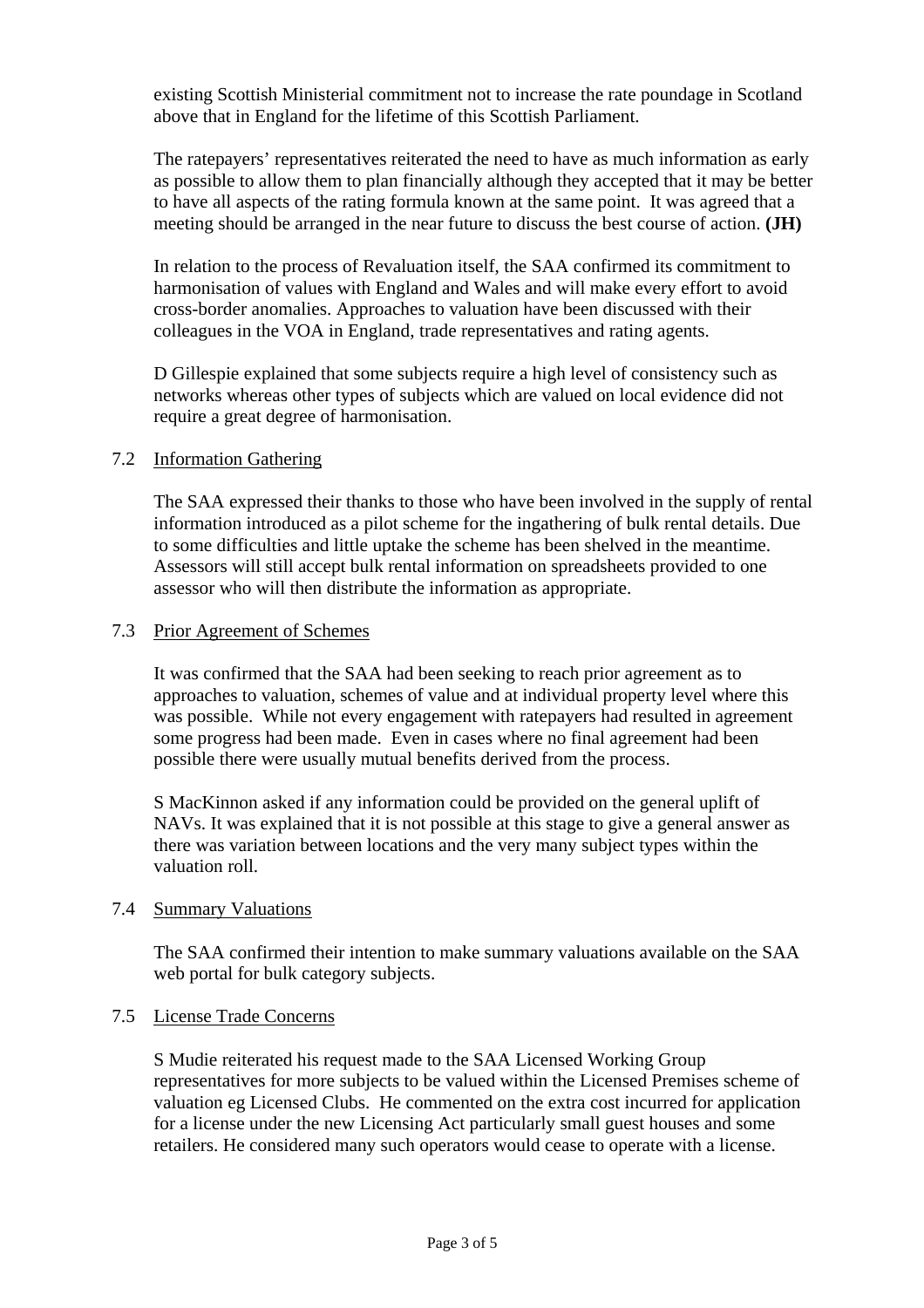existing Scottish Ministerial commitment not to increase the rate poundage in Scotland above that in England for the lifetime of this Scottish Parliament.

The ratepayers' representatives reiterated the need to have as much information as early as possible to allow them to plan financially although they accepted that it may be better to have all aspects of the rating formula known at the same point. It was agreed that a meeting should be arranged in the near future to discuss the best course of action. **(JH)**

In relation to the process of Revaluation itself, the SAA confirmed its commitment to harmonisation of values with England and Wales and will make every effort to avoid cross-border anomalies. Approaches to valuation have been discussed with their colleagues in the VOA in England, trade representatives and rating agents.

D Gillespie explained that some subjects require a high level of consistency such as networks whereas other types of subjects which are valued on local evidence did not require a great degree of harmonisation.

7.2 Information Gathering

The SAA expressed their thanks to those who have been involved in the supply of rental information introduced as a pilot scheme for the ingathering of bulk rental details. Due to some difficulties and little uptake the scheme has been shelved in the meantime. Assessors will still accept bulk rental information on spreadsheets provided to one assessor who will then distribute the information as appropriate.

7.3 Prior Agreement of Schemes

It was confirmed that the SAA had been seeking to reach prior agreement as to approaches to valuation, schemes of value and at individual property level where this was possible. While not every engagement with ratepayers had resulted in agreement some progress had been made. Even in cases where no final agreement had been possible there were usually mutual benefits derived from the process.

S MacKinnon asked if any information could be provided on the general uplift of NAVs. It was explained that it is not possible at this stage to give a general answer as there was variation between locations and the very many subject types within the valuation roll.

7.4 Summary Valuations

The SAA confirmed their intention to make summary valuations available on the SAA web portal for bulk category subjects.

7.5 License Trade Concerns

S Mudie reiterated his request made to the SAA Licensed Working Group representatives for more subjects to be valued within the Licensed Premises scheme of valuation eg Licensed Clubs. He commented on the extra cost incurred for application for a license under the new Licensing Act particularly small guest houses and some retailers. He considered many such operators would cease to operate with a license.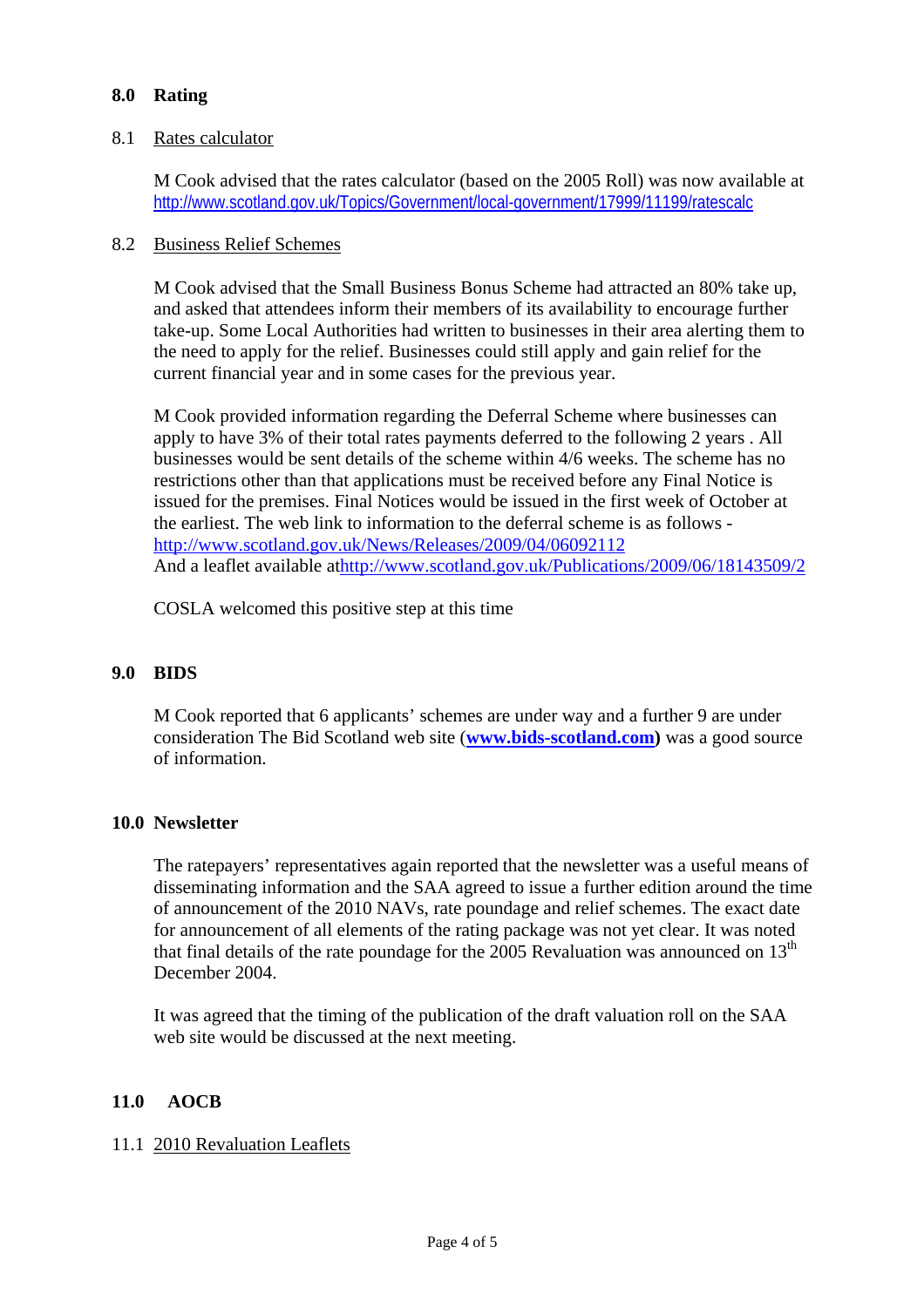## 8.0 Rating

### 8.1 Rates calculator

M Cook advised that the rates calculator (based on the 2005 Roll) was now available at http://www.scotland.gov.uk/Topics/Government/local-government/17999/11199/ratescalc

### 8.2 Business Relief Schemes

M Cook advised that the Small Business Bonus Scheme had attracted an 80% take up, and asked that attendees inform their members of its availability to encourage further take-up. Some Local Authorities had written to businesses in their area alerting them to the need to apply for the relief. Businesses could still apply and gain relief for the current financial year and in some cases for the previous year.

M Cook provided information regarding the Deferral Scheme where businesses can apply to have 3% of their total rates payments deferred to the following 2 years . All businesses would be sent details of the scheme within 4/6 weeks. The scheme has no restrictions other than that applications must be received before any Final Notice is issued for the premises. Final Notices would be issued in the first week of October at the earliest. The web link to information to the deferral scheme is as follows - http://www.scotland.gov.uk/News/Releases/2009/04/06092112
And a leaflet available athttp://www.scotland.gov.uk/Publications/2009/06/18143509/2

COSLA welcomed this positive step at this time

## 9.0 BIDS

M Cook reported that 6 applicants' schemes are under way and a further 9 are under consideration The Bid Scotland web site (**www.bids-scotland.com**) was a good source of information.

## 10.0 Newsletter

The ratepayers' representatives again reported that the newsletter was a useful means of disseminating information and the SAA agreed to issue a further edition around the time of announcement of the 2010 NAVs, rate poundage and relief schemes. The exact date for announcement of all elements of the rating package was not yet clear. It was noted that final details of the rate poundage for the 2005 Revaluation was announced on 13th December 2004.

It was agreed that the timing of the publication of the draft valuation roll on the SAA web site would be discussed at the next meeting.

## 11.0 AOCB

### 11.1 2010 Revaluation Leaflets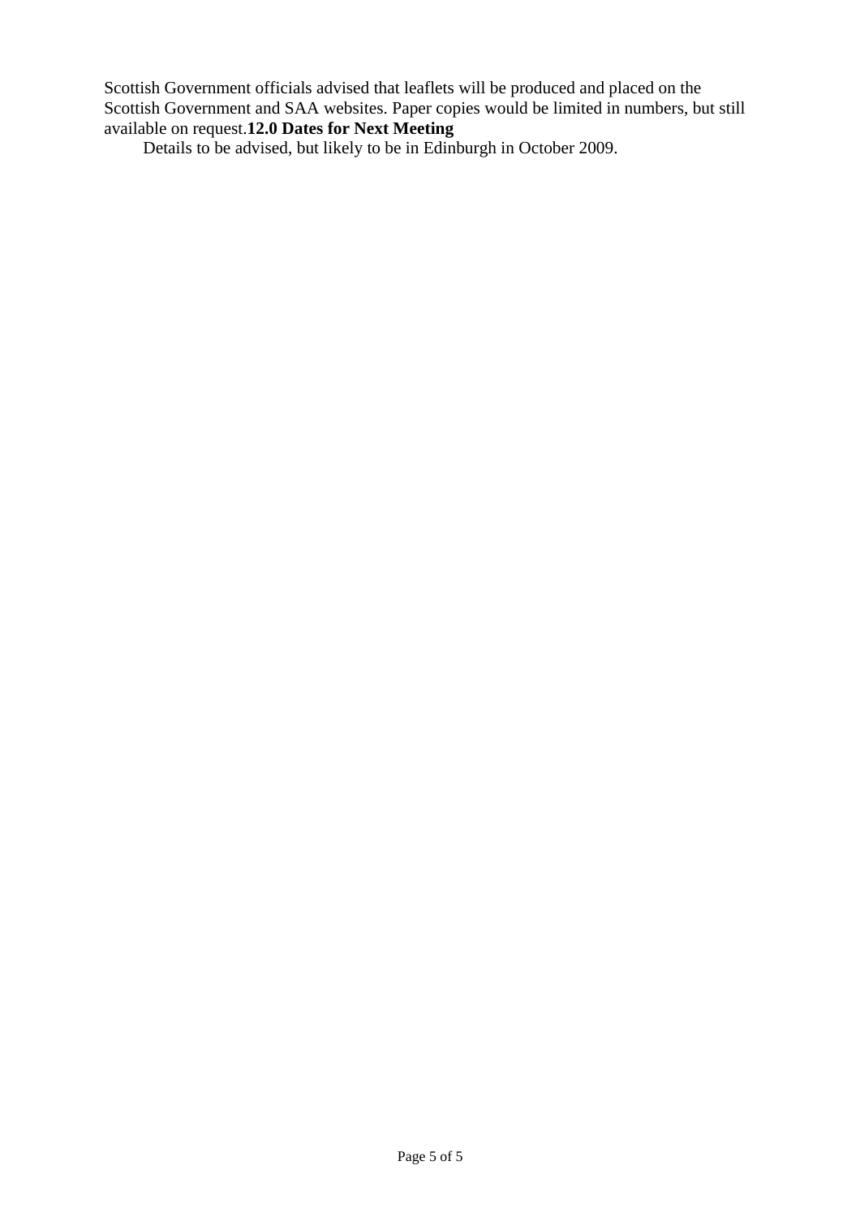Scottish Government officials advised that leaflets will be produced and placed on the Scottish Government and SAA websites. Paper copies would be limited in numbers, but still available on request.

**12.0 Dates for Next Meeting**

Details to be advised, but likely to be in Edinburgh in October 2009.